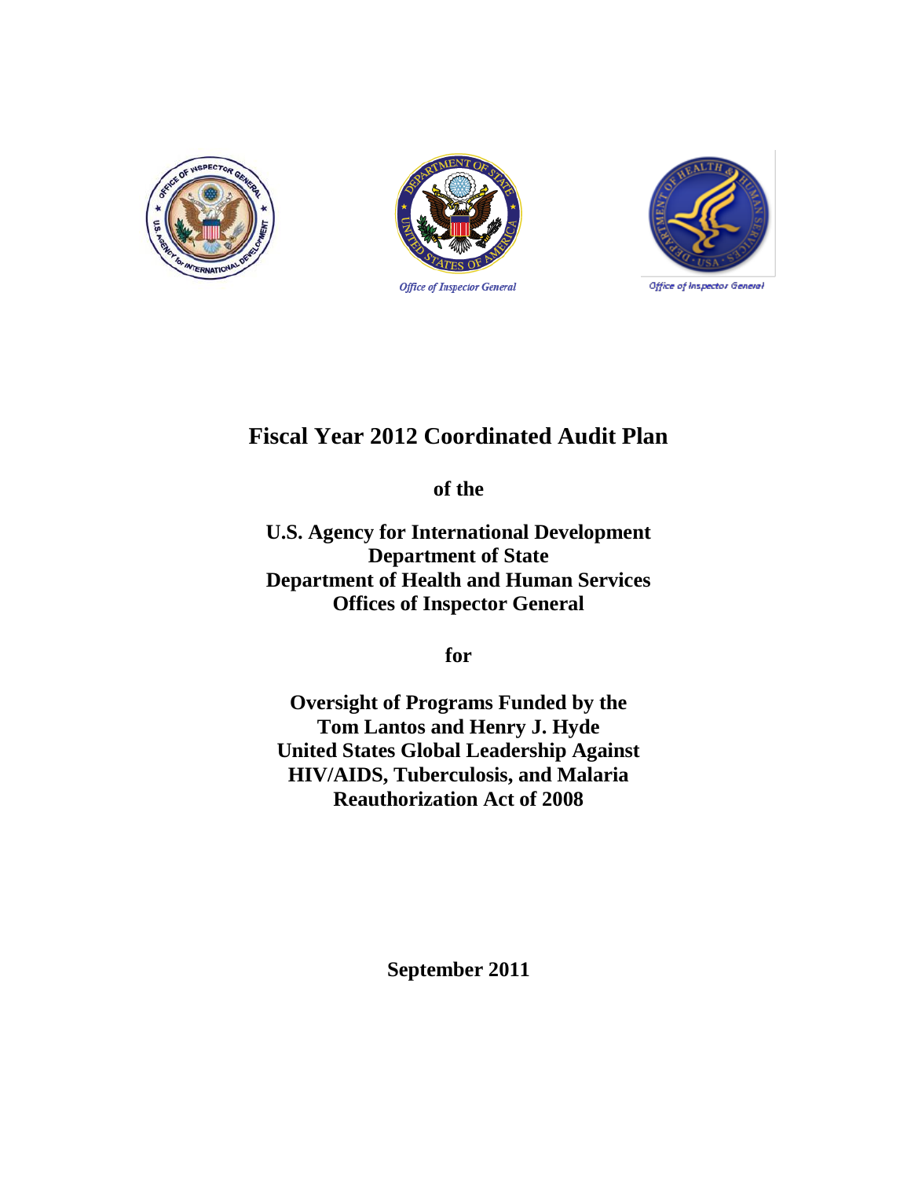Office of Inspector General

Office of Inspector General

# Fiscal Year 2012 Coordinated Audit Plan

**of the**

**U.S. Agency for International Development**
**Department of State**
**Department of Health and Human Services**
**Offices of Inspector General**

**for**

**Oversight of Programs Funded by the**
**Tom Lantos and Henry J. Hyde**
**United States Global Leadership Against**
**HIV/AIDS, Tuberculosis, and Malaria**
**Reauthorization Act of 2008**

**September 2011**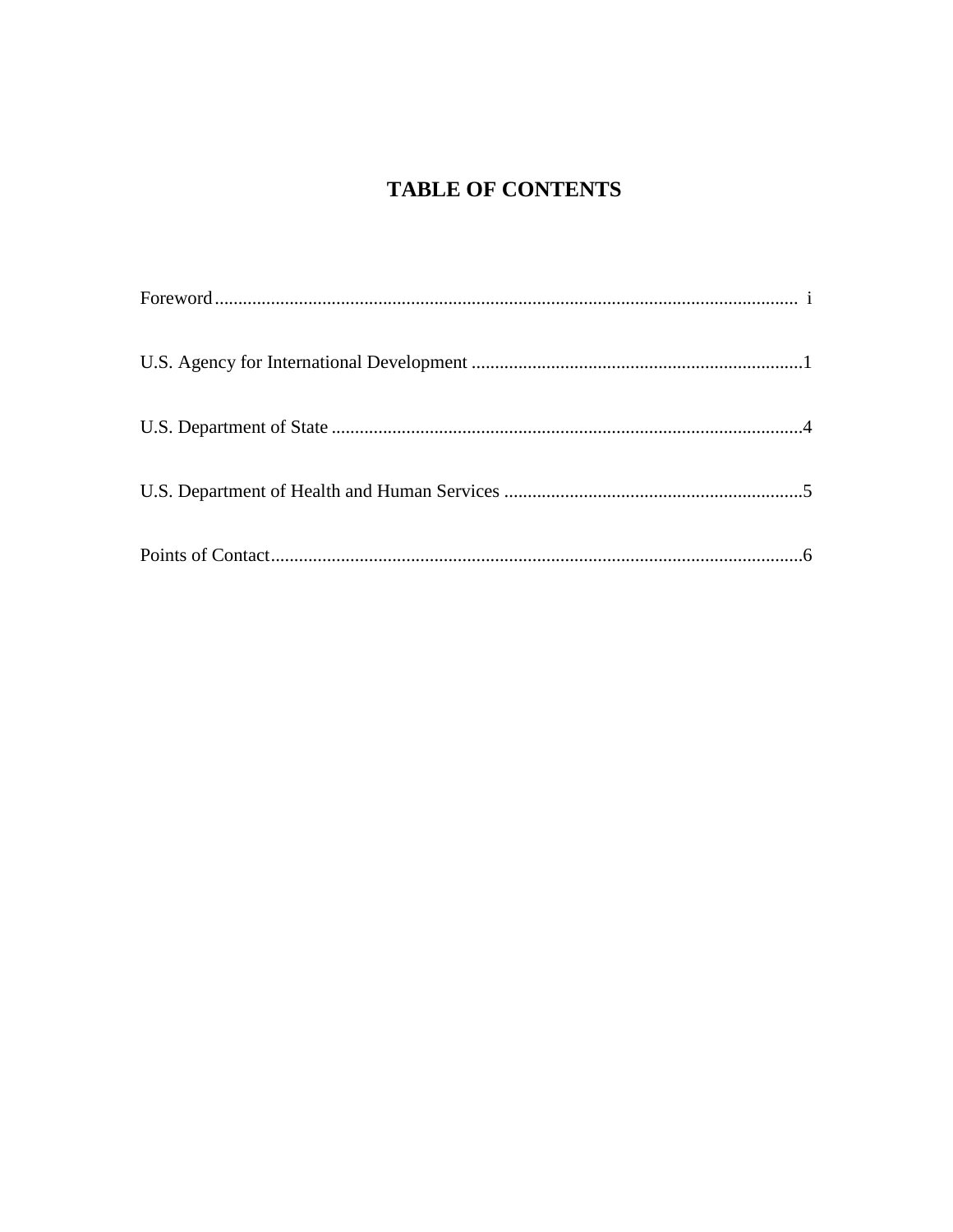# TABLE OF CONTENTS

Foreword.......................................................................................................................... i

U.S. Agency for International Development ......................................................................1

U.S. Department of State ....................................................................................................4

U.S. Department of Health and Human Services ................................................................5

Points of Contact.................................................................................................................6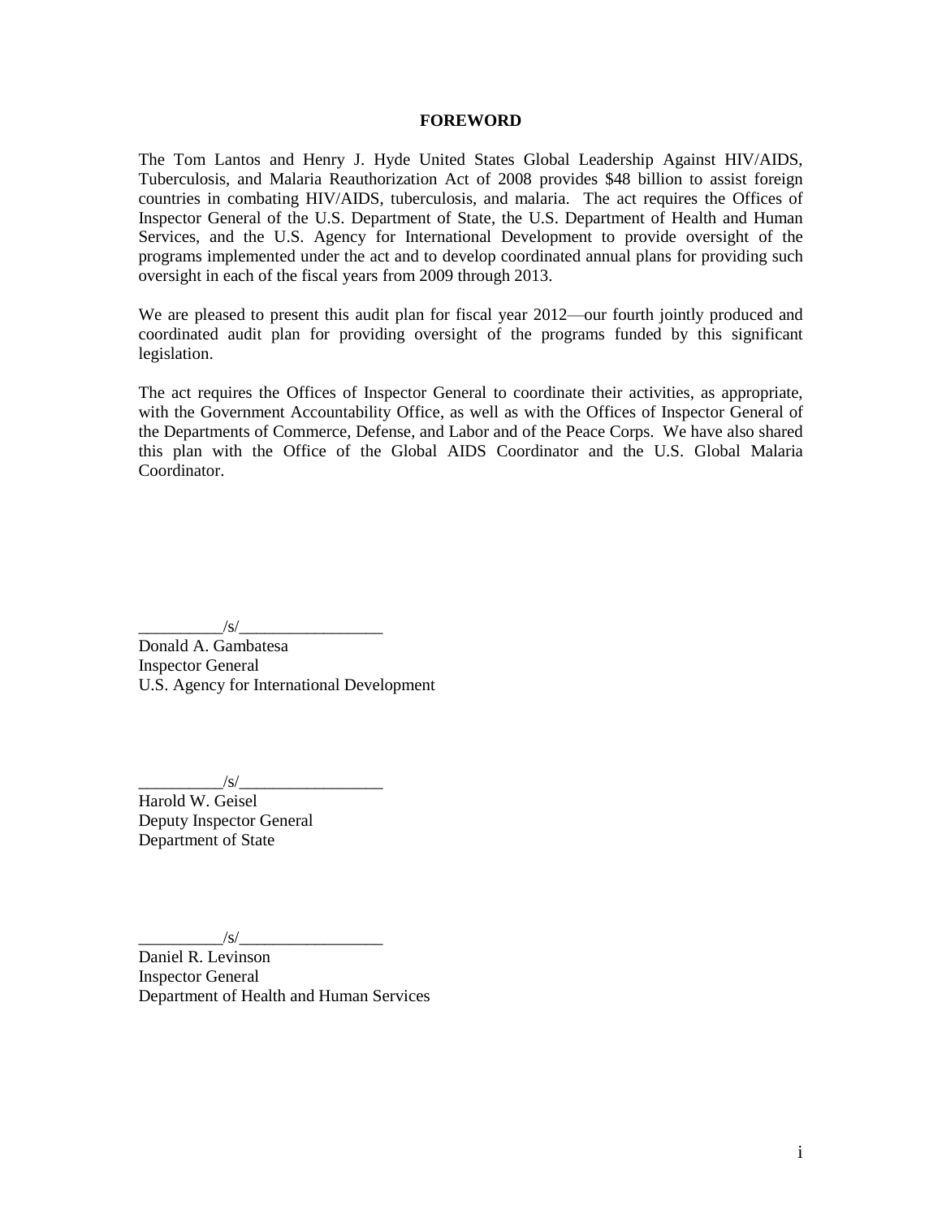# FOREWORD

The Tom Lantos and Henry J. Hyde United States Global Leadership Against HIV/AIDS, Tuberculosis, and Malaria Reauthorization Act of 2008 provides $48 billion to assist foreign countries in combating HIV/AIDS, tuberculosis, and malaria. The act requires the Offices of Inspector General of the U.S. Department of State, the U.S. Department of Health and Human Services, and the U.S. Agency for International Development to provide oversight of the programs implemented under the act and to develop coordinated annual plans for providing such oversight in each of the fiscal years from 2009 through 2013.

We are pleased to present this audit plan for fiscal year 2012—our fourth jointly produced and coordinated audit plan for providing oversight of the programs funded by this significant legislation.

The act requires the Offices of Inspector General to coordinate their activities, as appropriate, with the Government Accountability Office, as well as with the Offices of Inspector General of the Departments of Commerce, Defense, and Labor and of the Peace Corps. We have also shared this plan with the Office of the Global AIDS Coordinator and the U.S. Global Malaria Coordinator.

__________/s/_________________
Donald A. Gambatesa
Inspector General
U.S. Agency for International Development

__________/s/_________________
Harold W. Geisel
Deputy Inspector General
Department of State

__________/s/_________________
Daniel R. Levinson
Inspector General
Department of Health and Human Services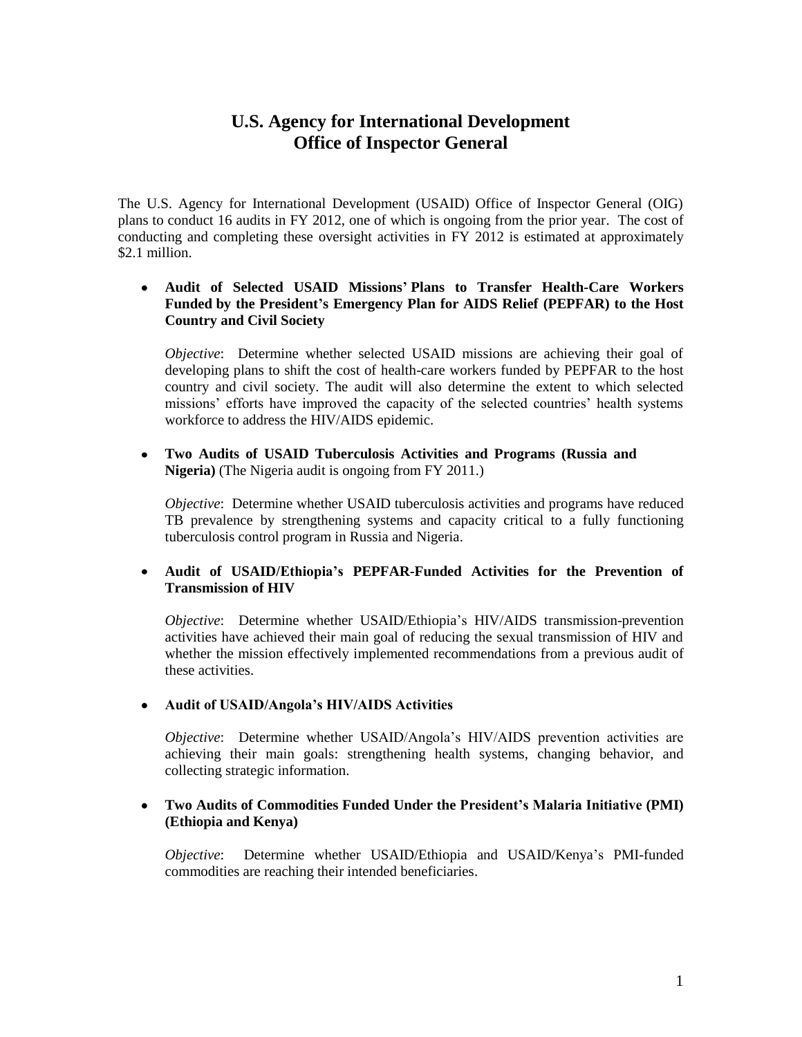# U.S. Agency for International Development
# Office of Inspector General

The U.S. Agency for International Development (USAID) Office of Inspector General (OIG) plans to conduct 16 audits in FY 2012, one of which is ongoing from the prior year. The cost of conducting and completing these oversight activities in FY 2012 is estimated at approximately $2.1 million.

- **Audit of Selected USAID Missions' Plans to Transfer Health-Care Workers Funded by the President's Emergency Plan for AIDS Relief (PEPFAR) to the Host Country and Civil Society**

  *Objective*: Determine whether selected USAID missions are achieving their goal of developing plans to shift the cost of health-care workers funded by PEPFAR to the host country and civil society. The audit will also determine the extent to which selected missions' efforts have improved the capacity of the selected countries' health systems workforce to address the HIV/AIDS epidemic.

- **Two Audits of USAID Tuberculosis Activities and Programs (Russia and Nigeria)** (The Nigeria audit is ongoing from FY 2011.)

  *Objective*: Determine whether USAID tuberculosis activities and programs have reduced TB prevalence by strengthening systems and capacity critical to a fully functioning tuberculosis control program in Russia and Nigeria.

- **Audit of USAID/Ethiopia's PEPFAR-Funded Activities for the Prevention of Transmission of HIV**

  *Objective*: Determine whether USAID/Ethiopia's HIV/AIDS transmission-prevention activities have achieved their main goal of reducing the sexual transmission of HIV and whether the mission effectively implemented recommendations from a previous audit of these activities.

- **Audit of USAID/Angola's HIV/AIDS Activities**

  *Objective*: Determine whether USAID/Angola's HIV/AIDS prevention activities are achieving their main goals: strengthening health systems, changing behavior, and collecting strategic information.

- **Two Audits of Commodities Funded Under the President's Malaria Initiative (PMI) (Ethiopia and Kenya)**

  *Objective*: Determine whether USAID/Ethiopia and USAID/Kenya's PMI-funded commodities are reaching their intended beneficiaries.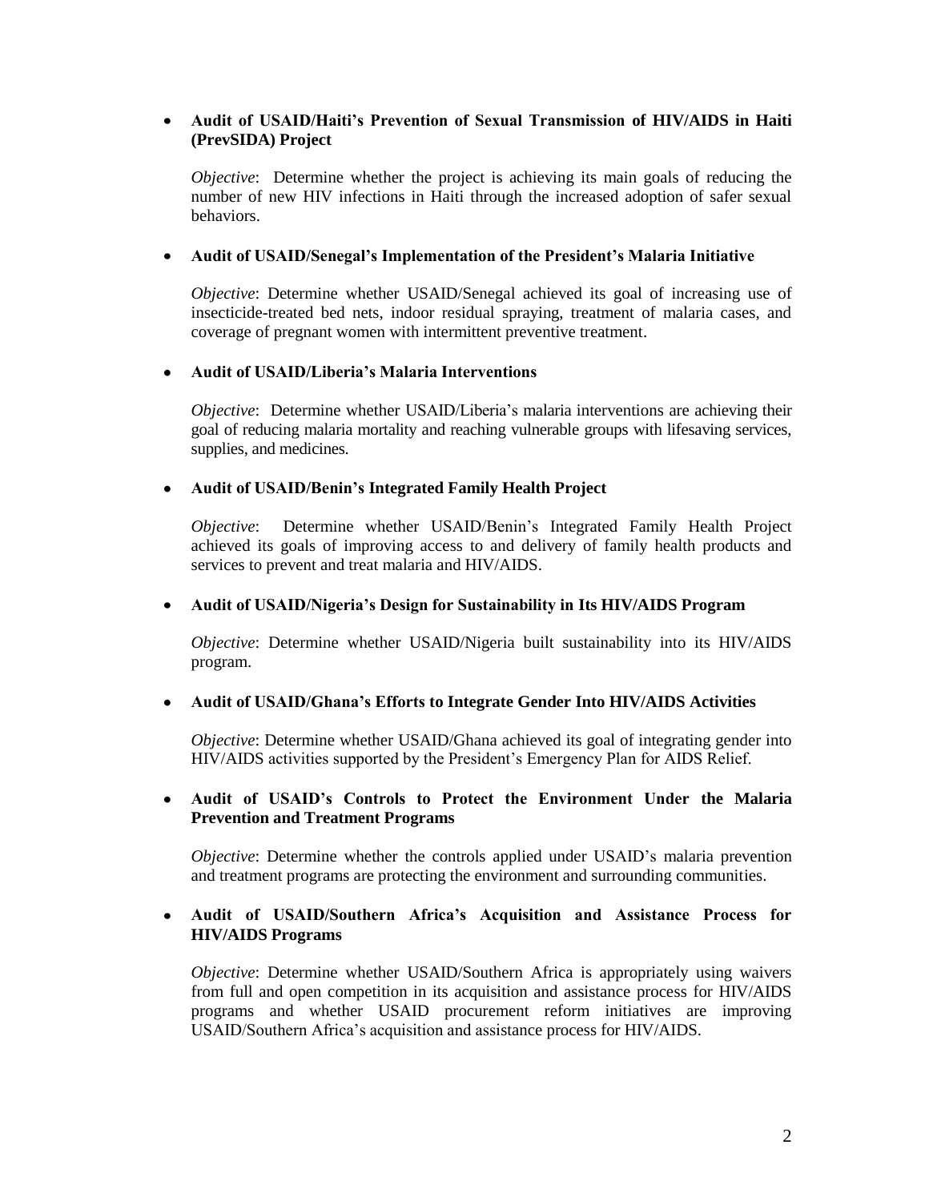- **Audit of USAID/Haiti's Prevention of Sexual Transmission of HIV/AIDS in Haiti (PrevSIDA) Project**

  *Objective*: Determine whether the project is achieving its main goals of reducing the number of new HIV infections in Haiti through the increased adoption of safer sexual behaviors.

- **Audit of USAID/Senegal's Implementation of the President's Malaria Initiative**

  *Objective*: Determine whether USAID/Senegal achieved its goal of increasing use of insecticide-treated bed nets, indoor residual spraying, treatment of malaria cases, and coverage of pregnant women with intermittent preventive treatment.

- **Audit of USAID/Liberia's Malaria Interventions**

  *Objective*: Determine whether USAID/Liberia's malaria interventions are achieving their goal of reducing malaria mortality and reaching vulnerable groups with lifesaving services, supplies, and medicines.

- **Audit of USAID/Benin's Integrated Family Health Project**

  *Objective*: Determine whether USAID/Benin's Integrated Family Health Project achieved its goals of improving access to and delivery of family health products and services to prevent and treat malaria and HIV/AIDS.

- **Audit of USAID/Nigeria's Design for Sustainability in Its HIV/AIDS Program**

  *Objective*: Determine whether USAID/Nigeria built sustainability into its HIV/AIDS program.

- **Audit of USAID/Ghana's Efforts to Integrate Gender Into HIV/AIDS Activities**

  *Objective*: Determine whether USAID/Ghana achieved its goal of integrating gender into HIV/AIDS activities supported by the President's Emergency Plan for AIDS Relief.

- **Audit of USAID's Controls to Protect the Environment Under the Malaria Prevention and Treatment Programs**

  *Objective*: Determine whether the controls applied under USAID's malaria prevention and treatment programs are protecting the environment and surrounding communities.

- **Audit of USAID/Southern Africa's Acquisition and Assistance Process for HIV/AIDS Programs**

  *Objective*: Determine whether USAID/Southern Africa is appropriately using waivers from full and open competition in its acquisition and assistance process for HIV/AIDS programs and whether USAID procurement reform initiatives are improving USAID/Southern Africa's acquisition and assistance process for HIV/AIDS.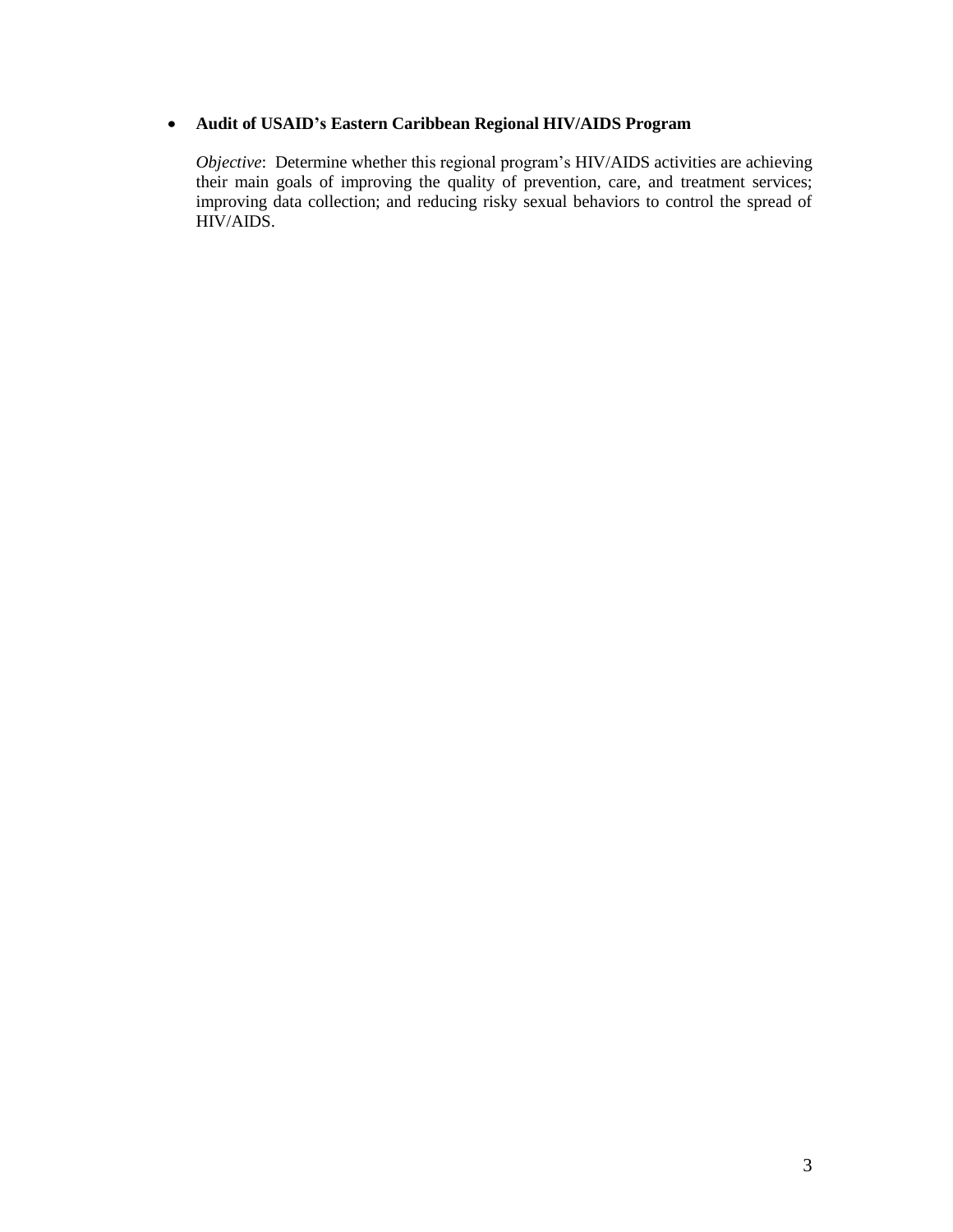- **Audit of USAID's Eastern Caribbean Regional HIV/AIDS Program**

  *Objective*: Determine whether this regional program's HIV/AIDS activities are achieving their main goals of improving the quality of prevention, care, and treatment services; improving data collection; and reducing risky sexual behaviors to control the spread of HIV/AIDS.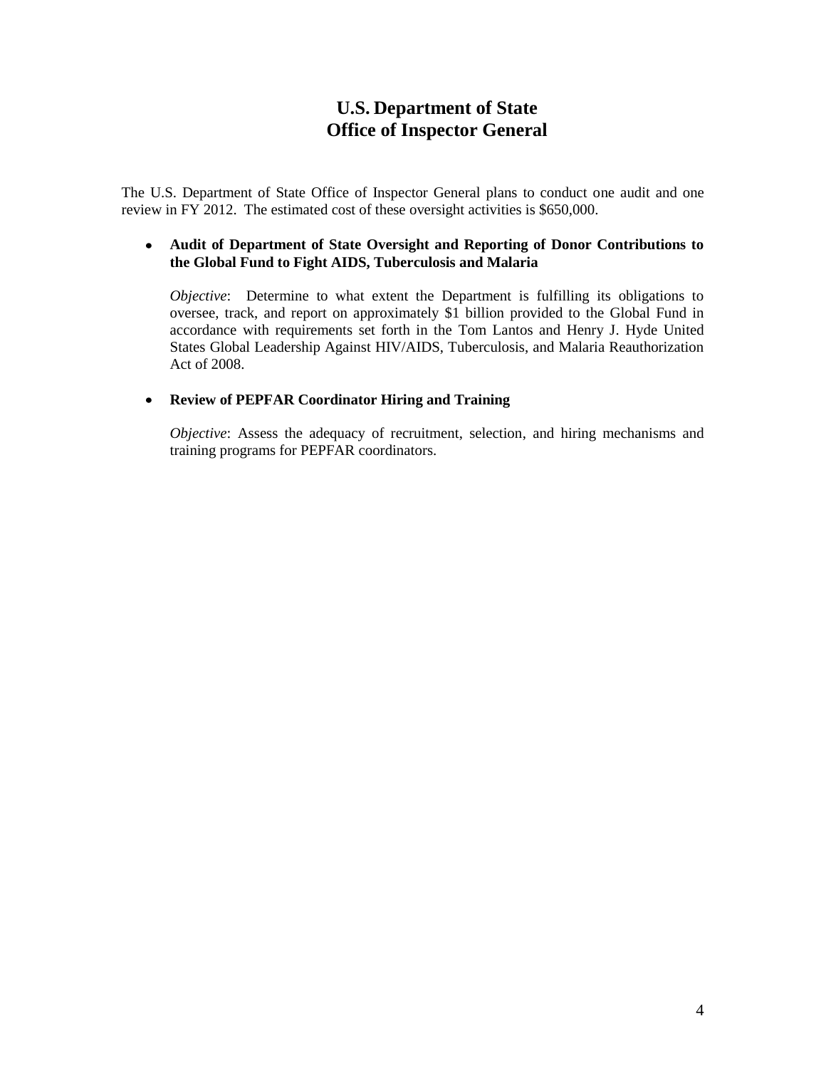# U.S. Department of State
# Office of Inspector General

The U.S. Department of State Office of Inspector General plans to conduct one audit and one review in FY 2012. The estimated cost of these oversight activities is $650,000.

- **Audit of Department of State Oversight and Reporting of Donor Contributions to the Global Fund to Fight AIDS, Tuberculosis and Malaria**

  *Objective*: Determine to what extent the Department is fulfilling its obligations to oversee, track, and report on approximately $1 billion provided to the Global Fund in accordance with requirements set forth in the Tom Lantos and Henry J. Hyde United States Global Leadership Against HIV/AIDS, Tuberculosis, and Malaria Reauthorization Act of 2008.

- **Review of PEPFAR Coordinator Hiring and Training**

  *Objective*: Assess the adequacy of recruitment, selection, and hiring mechanisms and training programs for PEPFAR coordinators.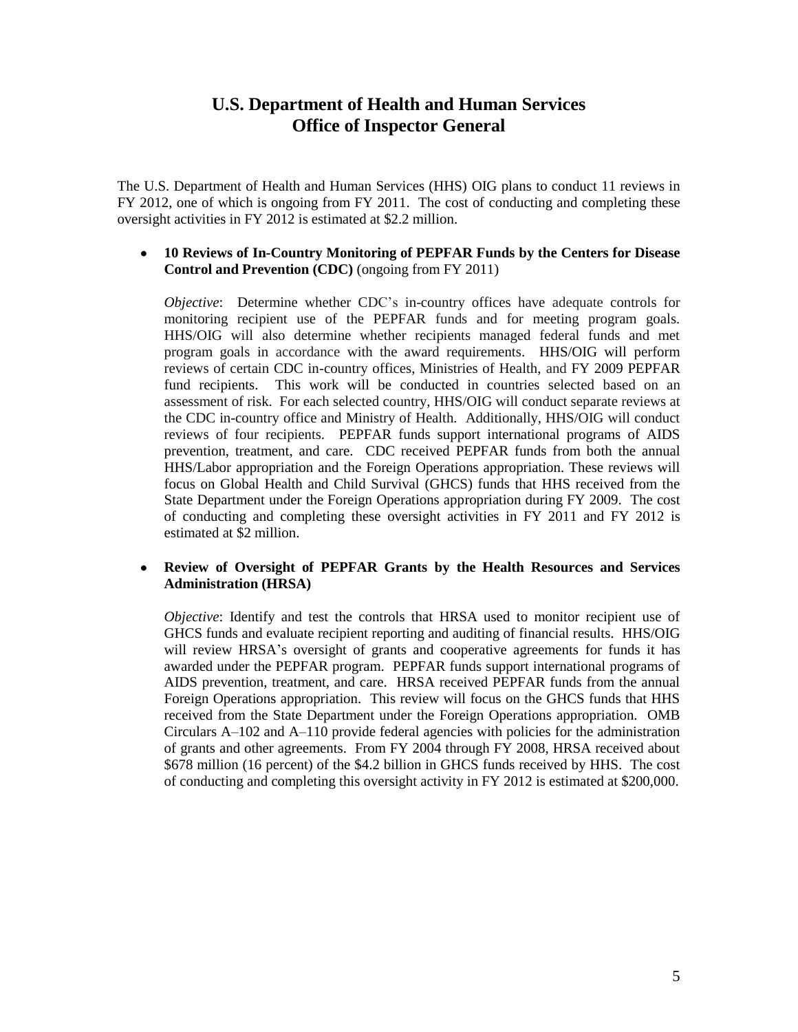## U.S. Department of Health and Human Services
## Office of Inspector General

The U.S. Department of Health and Human Services (HHS) OIG plans to conduct 11 reviews in FY 2012, one of which is ongoing from FY 2011. The cost of conducting and completing these oversight activities in FY 2012 is estimated at $2.2 million.

- **10 Reviews of In-Country Monitoring of PEPFAR Funds by the Centers for Disease Control and Prevention (CDC)** (ongoing from FY 2011)

  *Objective*: Determine whether CDC's in-country offices have adequate controls for monitoring recipient use of the PEPFAR funds and for meeting program goals. HHS/OIG will also determine whether recipients managed federal funds and met program goals in accordance with the award requirements. HHS/OIG will perform reviews of certain CDC in-country offices, Ministries of Health, and FY 2009 PEPFAR fund recipients. This work will be conducted in countries selected based on an assessment of risk. For each selected country, HHS/OIG will conduct separate reviews at the CDC in-country office and Ministry of Health. Additionally, HHS/OIG will conduct reviews of four recipients. PEPFAR funds support international programs of AIDS prevention, treatment, and care. CDC received PEPFAR funds from both the annual HHS/Labor appropriation and the Foreign Operations appropriation. These reviews will focus on Global Health and Child Survival (GHCS) funds that HHS received from the State Department under the Foreign Operations appropriation during FY 2009. The cost of conducting and completing these oversight activities in FY 2011 and FY 2012 is estimated at $2 million.

- **Review of Oversight of PEPFAR Grants by the Health Resources and Services Administration (HRSA)**

  *Objective*: Identify and test the controls that HRSA used to monitor recipient use of GHCS funds and evaluate recipient reporting and auditing of financial results. HHS/OIG will review HRSA's oversight of grants and cooperative agreements for funds it has awarded under the PEPFAR program. PEPFAR funds support international programs of AIDS prevention, treatment, and care. HRSA received PEPFAR funds from the annual Foreign Operations appropriation. This review will focus on the GHCS funds that HHS received from the State Department under the Foreign Operations appropriation. OMB Circulars A–102 and A–110 provide federal agencies with policies for the administration of grants and other agreements. From FY 2004 through FY 2008, HRSA received about $678 million (16 percent) of the $4.2 billion in GHCS funds received by HHS. The cost of conducting and completing this oversight activity in FY 2012 is estimated at $200,000.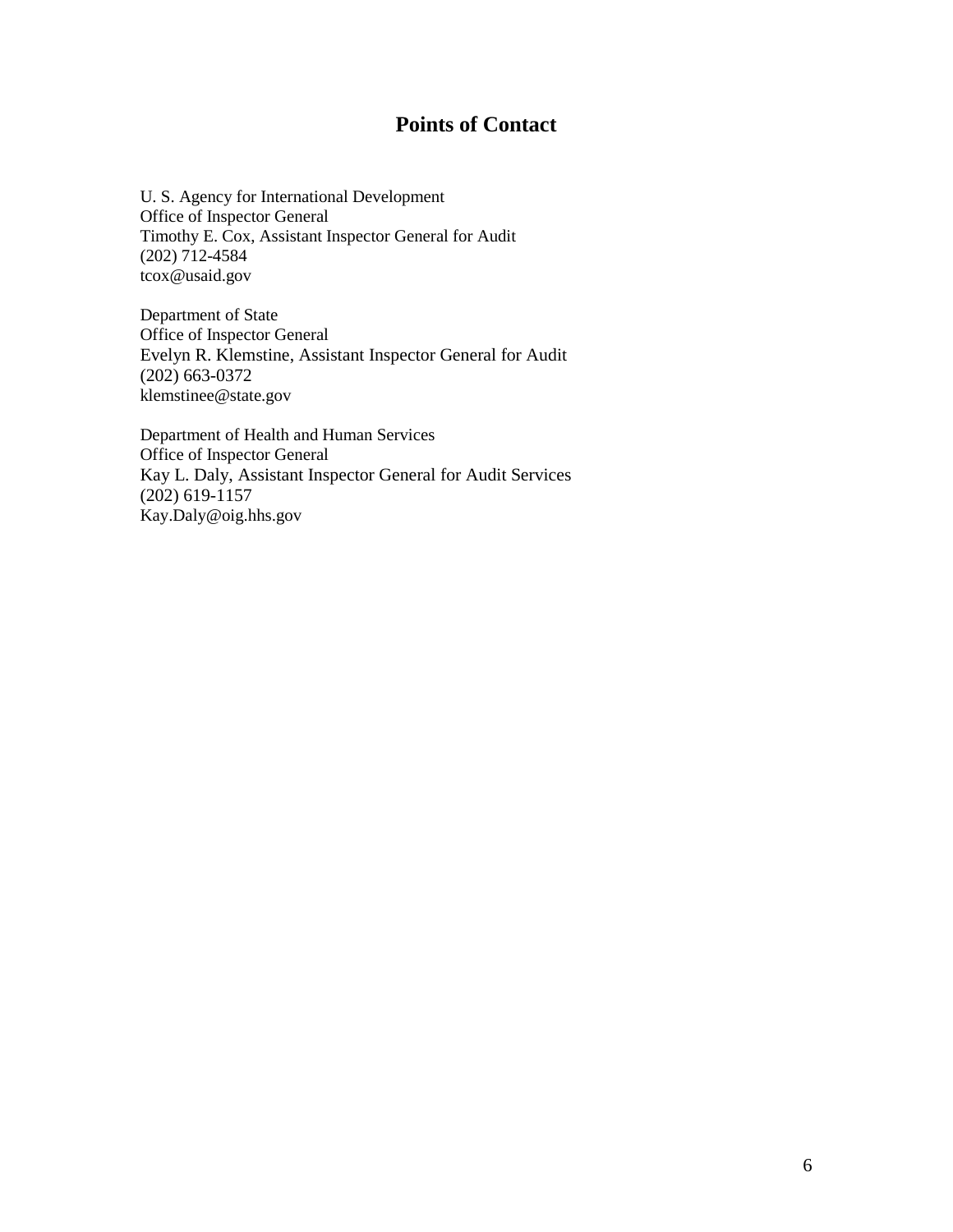# Points of Contact

U. S. Agency for International Development
Office of Inspector General
Timothy E. Cox, Assistant Inspector General for Audit
(202) 712-4584
tcox@usaid.gov

Department of State
Office of Inspector General
Evelyn R. Klemstine, Assistant Inspector General for Audit
(202) 663-0372
klemstinee@state.gov

Department of Health and Human Services
Office of Inspector General
Kay L. Daly, Assistant Inspector General for Audit Services
(202) 619-1157
Kay.Daly@oig.hhs.gov